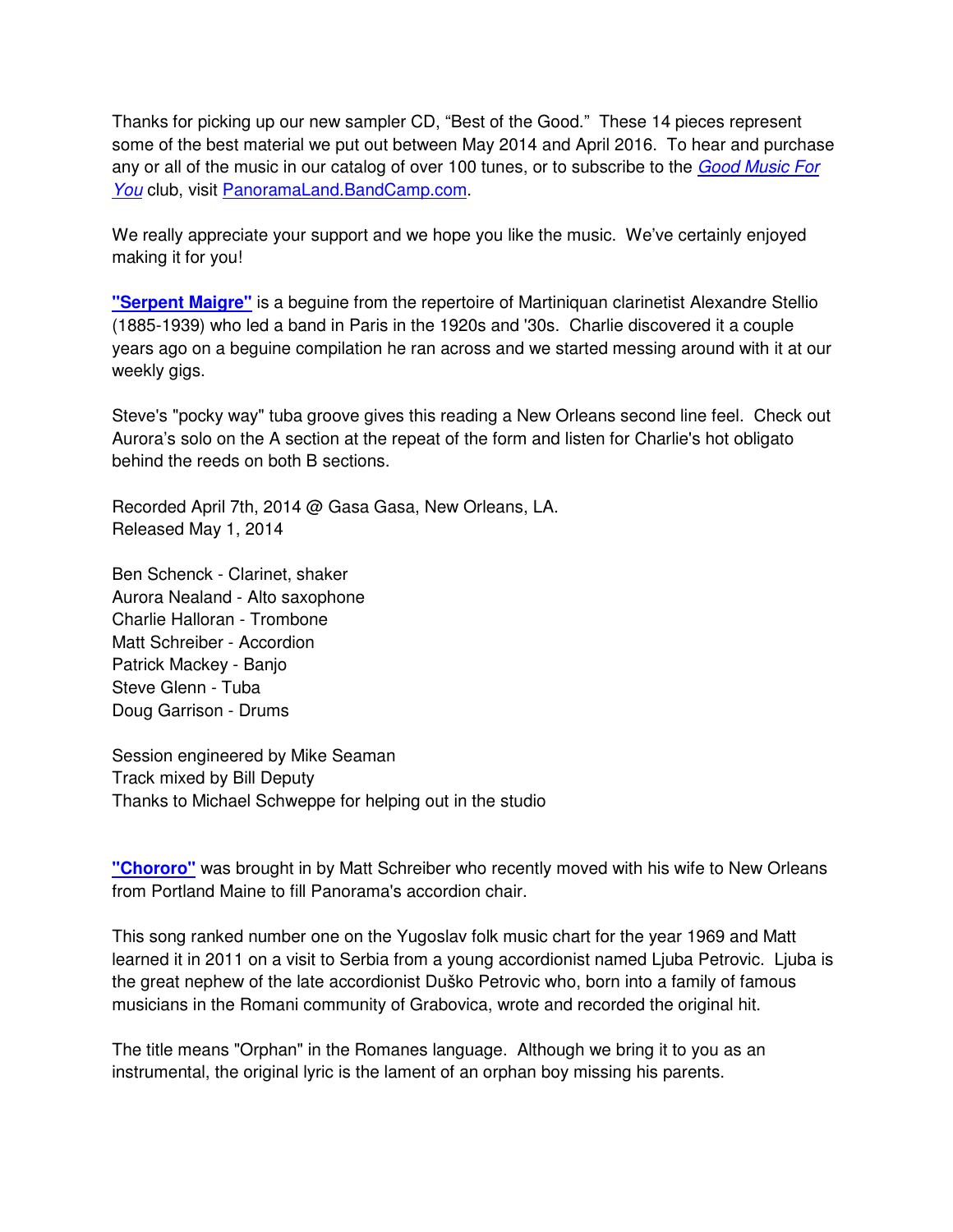Thanks for picking up our new sampler CD, "Best of the Good." These 14 pieces represent some of the best material we put out between May 2014 and April 2016. To hear and purchase any or all of the music in our catalog of over 100 tunes, or to subscribe to the *Good Music For You* club, visit PanoramaLand.BandCamp.com.

We really appreciate your support and we hope you like the music. We've certainly enjoyed making it for you!

**"Serpent Maigre"** is a beguine from the repertoire of Martiniquan clarinetist Alexandre Stellio (1885-1939) who led a band in Paris in the 1920s and '30s. Charlie discovered it a couple years ago on a beguine compilation he ran across and we started messing around with it at our weekly gigs.

Steve's "pocky way" tuba groove gives this reading a New Orleans second line feel. Check out Aurora's solo on the A section at the repeat of the form and listen for Charlie's hot obligato behind the reeds on both B sections.

Recorded April 7th, 2014 @ Gasa Gasa, New Orleans, LA.
Released May 1, 2014

Ben Schenck - Clarinet, shaker
Aurora Nealand - Alto saxophone
Charlie Halloran - Trombone
Matt Schreiber - Accordion
Patrick Mackey - Banjo
Steve Glenn - Tuba
Doug Garrison - Drums

Session engineered by Mike Seaman
Track mixed by Bill Deputy
Thanks to Michael Schweppe for helping out in the studio

**"Chororo"** was brought in by Matt Schreiber who recently moved with his wife to New Orleans from Portland Maine to fill Panorama's accordion chair.

This song ranked number one on the Yugoslav folk music chart for the year 1969 and Matt learned it in 2011 on a visit to Serbia from a young accordionist named Ljuba Petrovic. Ljuba is the great nephew of the late accordionist Duško Petrovic who, born into a family of famous musicians in the Romani community of Grabovica, wrote and recorded the original hit.

The title means "Orphan" in the Romanes language. Although we bring it to you as an instrumental, the original lyric is the lament of an orphan boy missing his parents.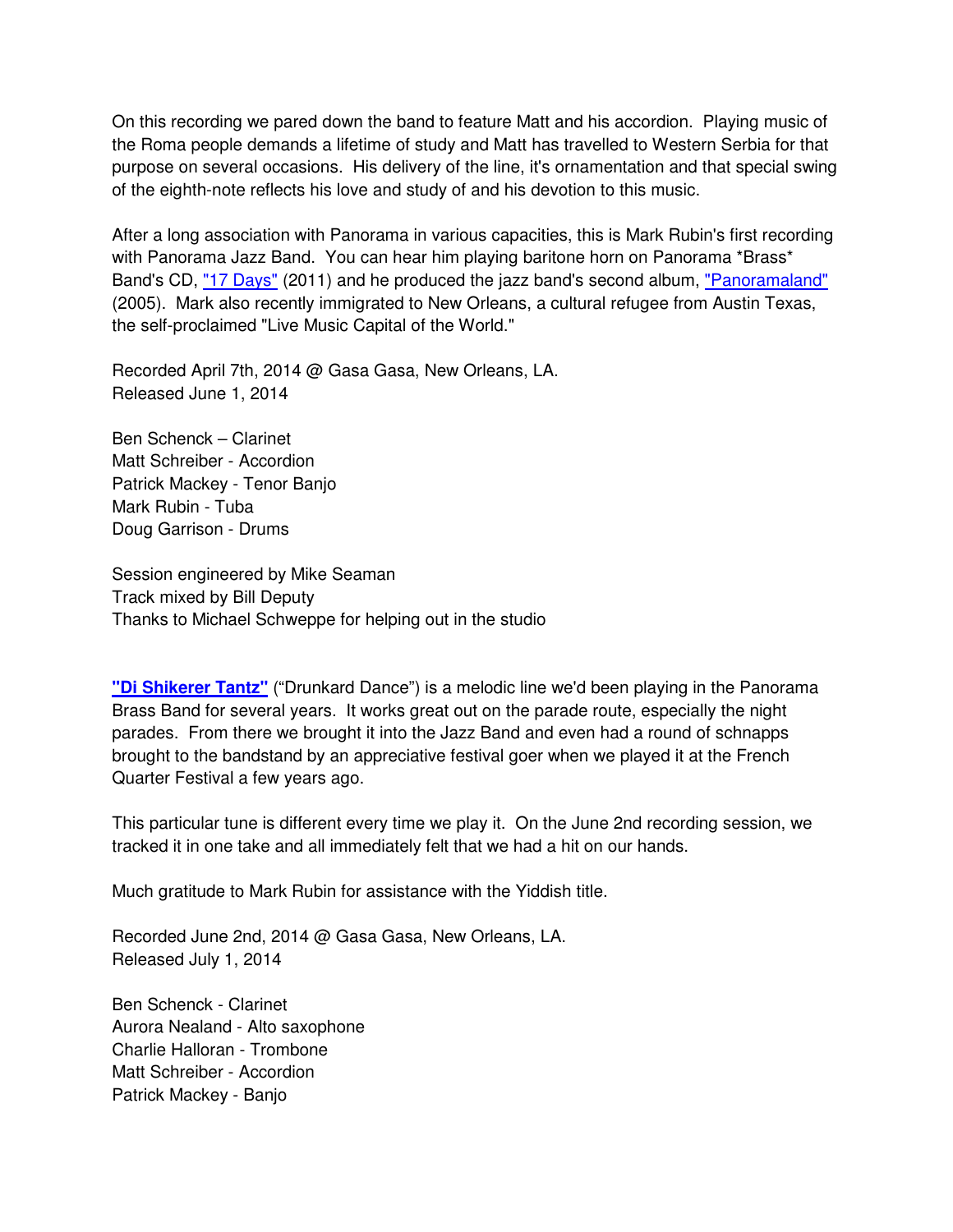On this recording we pared down the band to feature Matt and his accordion. Playing music of the Roma people demands a lifetime of study and Matt has travelled to Western Serbia for that purpose on several occasions. His delivery of the line, it's ornamentation and that special swing of the eighth-note reflects his love and study of and his devotion to this music.

After a long association with Panorama in various capacities, this is Mark Rubin's first recording with Panorama Jazz Band. You can hear him playing baritone horn on Panorama *Brass* Band's CD, "17 Days" (2011) and he produced the jazz band's second album, "Panoramaland" (2005). Mark also recently immigrated to New Orleans, a cultural refugee from Austin Texas, the self-proclaimed "Live Music Capital of the World."

Recorded April 7th, 2014 @ Gasa Gasa, New Orleans, LA.
Released June 1, 2014

Ben Schenck – Clarinet
Matt Schreiber - Accordion
Patrick Mackey - Tenor Banjo
Mark Rubin - Tuba
Doug Garrison - Drums

Session engineered by Mike Seaman
Track mixed by Bill Deputy
Thanks to Michael Schweppe for helping out in the studio

**"Di Shikerer Tantz"** ("Drunkard Dance") is a melodic line we'd been playing in the Panorama Brass Band for several years. It works great out on the parade route, especially the night parades. From there we brought it into the Jazz Band and even had a round of schnapps brought to the bandstand by an appreciative festival goer when we played it at the French Quarter Festival a few years ago.

This particular tune is different every time we play it. On the June 2nd recording session, we tracked it in one take and all immediately felt that we had a hit on our hands.

Much gratitude to Mark Rubin for assistance with the Yiddish title.

Recorded June 2nd, 2014 @ Gasa Gasa, New Orleans, LA.
Released July 1, 2014

Ben Schenck - Clarinet
Aurora Nealand - Alto saxophone
Charlie Halloran - Trombone
Matt Schreiber - Accordion
Patrick Mackey - Banjo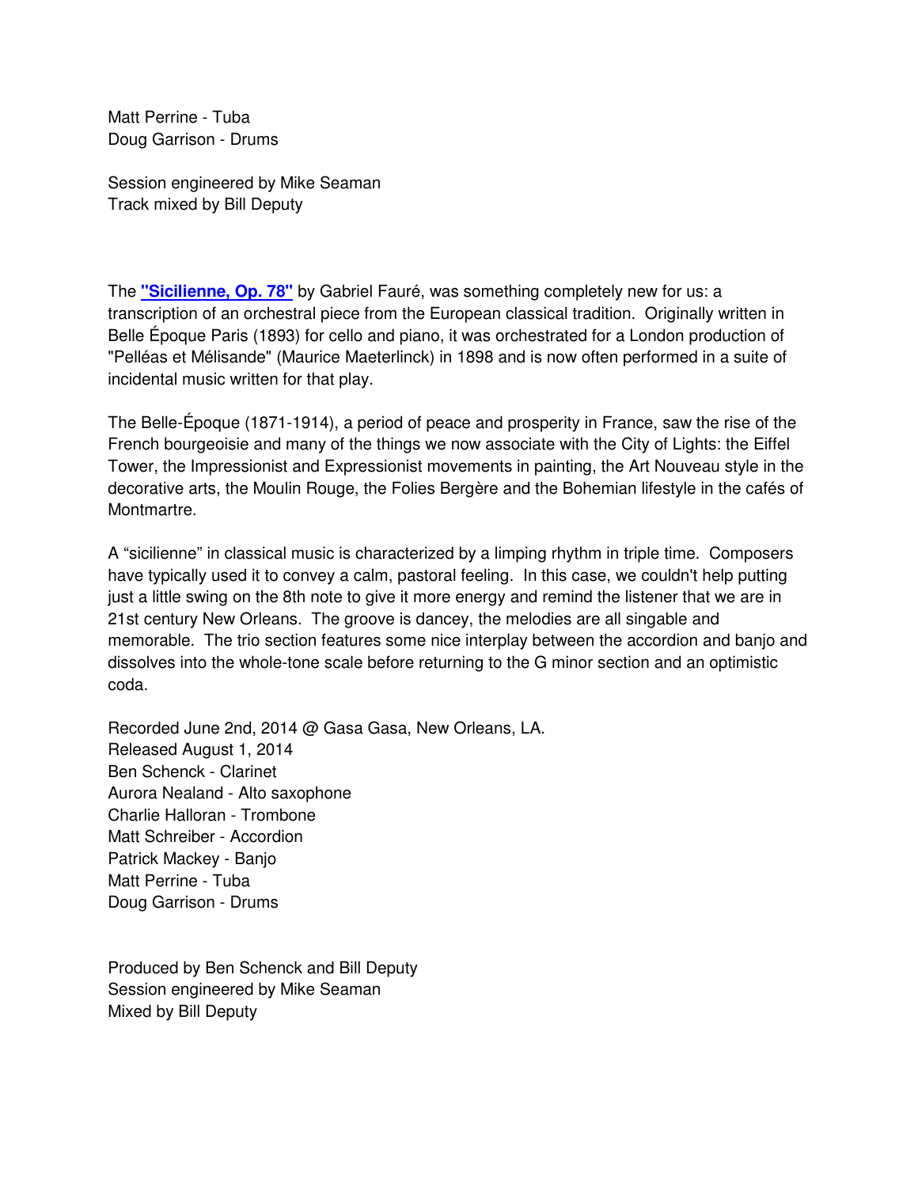Matt Perrine - Tuba
Doug Garrison - Drums

Session engineered by Mike Seaman
Track mixed by Bill Deputy

The **"Sicilienne, Op. 78"** by Gabriel Fauré, was something completely new for us: a transcription of an orchestral piece from the European classical tradition. Originally written in Belle Époque Paris (1893) for cello and piano, it was orchestrated for a London production of "Pelléas et Mélisande" (Maurice Maeterlinck) in 1898 and is now often performed in a suite of incidental music written for that play.

The Belle-Époque (1871-1914), a period of peace and prosperity in France, saw the rise of the French bourgeoisie and many of the things we now associate with the City of Lights: the Eiffel Tower, the Impressionist and Expressionist movements in painting, the Art Nouveau style in the decorative arts, the Moulin Rouge, the Folies Bergère and the Bohemian lifestyle in the cafés of Montmartre.

A "sicilienne" in classical music is characterized by a limping rhythm in triple time. Composers have typically used it to convey a calm, pastoral feeling. In this case, we couldn't help putting just a little swing on the 8th note to give it more energy and remind the listener that we are in 21st century New Orleans. The groove is dancey, the melodies are all singable and memorable. The trio section features some nice interplay between the accordion and banjo and dissolves into the whole-tone scale before returning to the G minor section and an optimistic coda.

Recorded June 2nd, 2014 @ Gasa Gasa, New Orleans, LA.
Released August 1, 2014
Ben Schenck - Clarinet
Aurora Nealand - Alto saxophone
Charlie Halloran - Trombone
Matt Schreiber - Accordion
Patrick Mackey - Banjo
Matt Perrine - Tuba
Doug Garrison - Drums

Produced by Ben Schenck and Bill Deputy
Session engineered by Mike Seaman
Mixed by Bill Deputy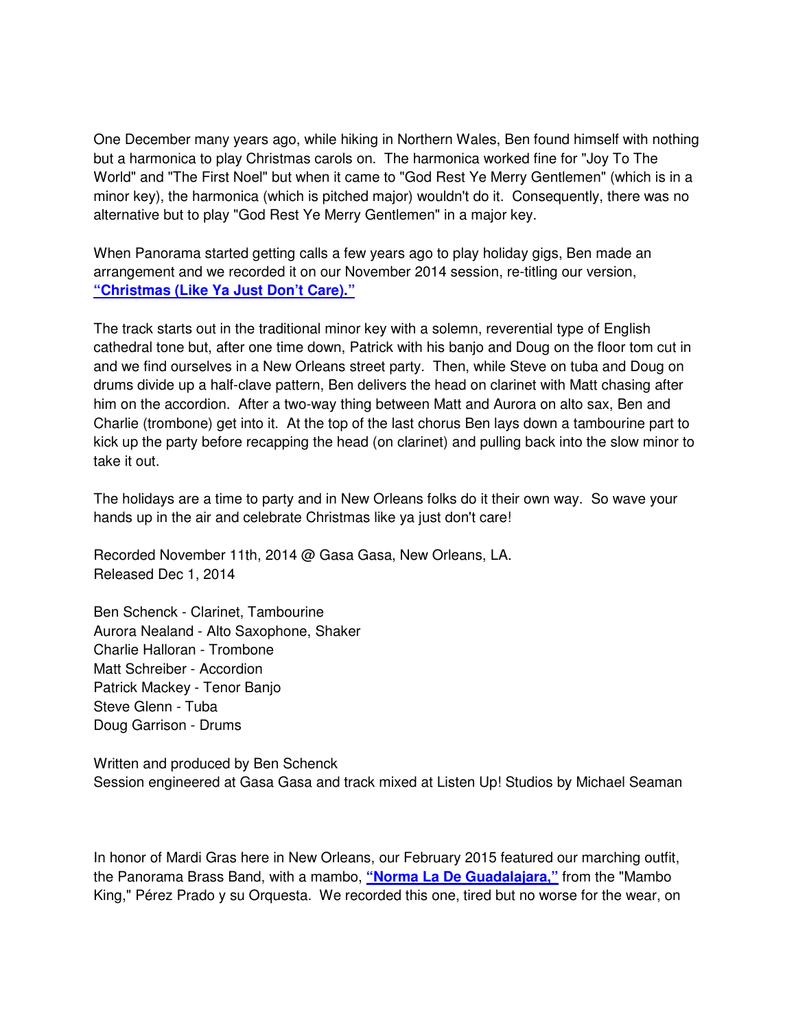One December many years ago, while hiking in Northern Wales, Ben found himself with nothing but a harmonica to play Christmas carols on. The harmonica worked fine for "Joy To The World" and "The First Noel" but when it came to "God Rest Ye Merry Gentlemen" (which is in a minor key), the harmonica (which is pitched major) wouldn't do it. Consequently, there was no alternative but to play "God Rest Ye Merry Gentlemen" in a major key.

When Panorama started getting calls a few years ago to play holiday gigs, Ben made an arrangement and we recorded it on our November 2014 session, re-titling our version, **"Christmas (Like Ya Just Don't Care)."**

The track starts out in the traditional minor key with a solemn, reverential type of English cathedral tone but, after one time down, Patrick with his banjo and Doug on the floor tom cut in and we find ourselves in a New Orleans street party. Then, while Steve on tuba and Doug on drums divide up a half-clave pattern, Ben delivers the head on clarinet with Matt chasing after him on the accordion. After a two-way thing between Matt and Aurora on alto sax, Ben and Charlie (trombone) get into it. At the top of the last chorus Ben lays down a tambourine part to kick up the party before recapping the head (on clarinet) and pulling back into the slow minor to take it out.

The holidays are a time to party and in New Orleans folks do it their own way. So wave your hands up in the air and celebrate Christmas like ya just don't care!

Recorded November 11th, 2014 @ Gasa Gasa, New Orleans, LA.
Released Dec 1, 2014

Ben Schenck - Clarinet, Tambourine
Aurora Nealand - Alto Saxophone, Shaker
Charlie Halloran - Trombone
Matt Schreiber - Accordion
Patrick Mackey - Tenor Banjo
Steve Glenn - Tuba
Doug Garrison - Drums

Written and produced by Ben Schenck
Session engineered at Gasa Gasa and track mixed at Listen Up! Studios by Michael Seaman

In honor of Mardi Gras here in New Orleans, our February 2015 featured our marching outfit, the Panorama Brass Band, with a mambo, **"Norma La De Guadalajara,"** from the "Mambo King," Pérez Prado y su Orquesta. We recorded this one, tired but no worse for the wear, on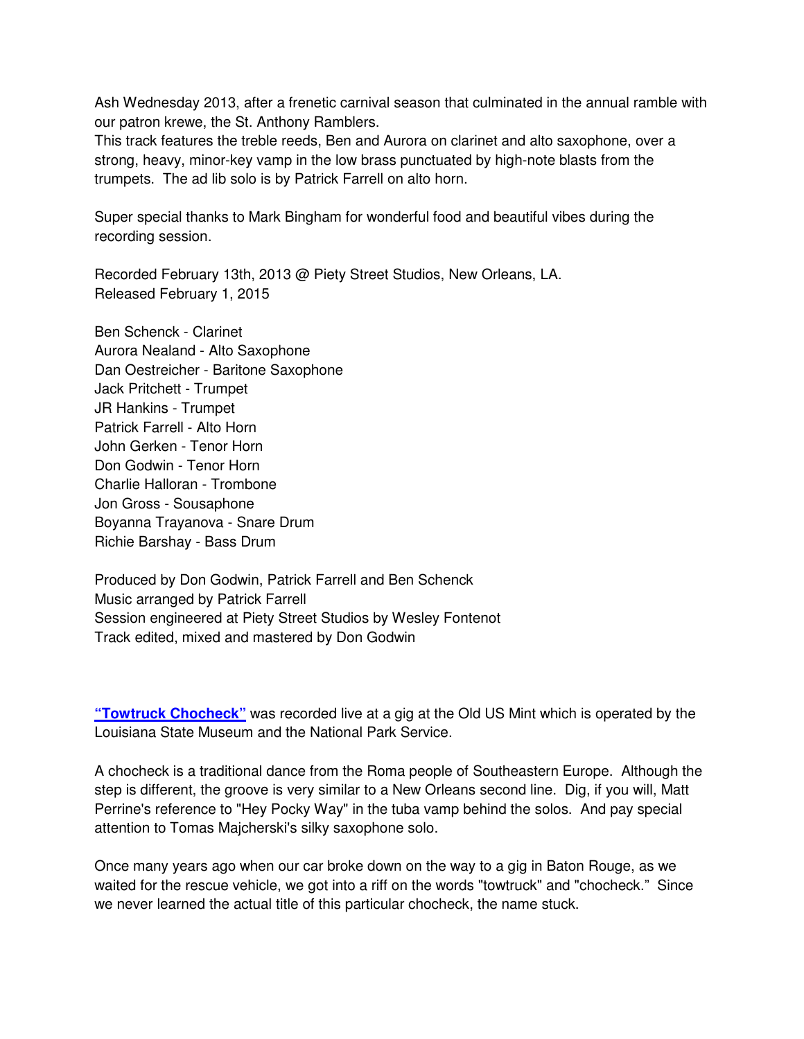Ash Wednesday 2013, after a frenetic carnival season that culminated in the annual ramble with our patron krewe, the St. Anthony Ramblers.
This track features the treble reeds, Ben and Aurora on clarinet and alto saxophone, over a strong, heavy, minor-key vamp in the low brass punctuated by high-note blasts from the trumpets. The ad lib solo is by Patrick Farrell on alto horn.

Super special thanks to Mark Bingham for wonderful food and beautiful vibes during the recording session.

Recorded February 13th, 2013 @ Piety Street Studios, New Orleans, LA.
Released February 1, 2015

Ben Schenck - Clarinet
Aurora Nealand - Alto Saxophone
Dan Oestreicher - Baritone Saxophone
Jack Pritchett - Trumpet
JR Hankins - Trumpet
Patrick Farrell - Alto Horn
John Gerken - Tenor Horn
Don Godwin - Tenor Horn
Charlie Halloran - Trombone
Jon Gross - Sousaphone
Boyanna Trayanova - Snare Drum
Richie Barshay - Bass Drum

Produced by Don Godwin, Patrick Farrell and Ben Schenck
Music arranged by Patrick Farrell
Session engineered at Piety Street Studios by Wesley Fontenot
Track edited, mixed and mastered by Don Godwin

**"Towtruck Chocheck"** was recorded live at a gig at the Old US Mint which is operated by the Louisiana State Museum and the National Park Service.

A chocheck is a traditional dance from the Roma people of Southeastern Europe. Although the step is different, the groove is very similar to a New Orleans second line. Dig, if you will, Matt Perrine's reference to "Hey Pocky Way" in the tuba vamp behind the solos. And pay special attention to Tomas Majcherski's silky saxophone solo.

Once many years ago when our car broke down on the way to a gig in Baton Rouge, as we waited for the rescue vehicle, we got into a riff on the words "towtruck" and "chocheck." Since we never learned the actual title of this particular chocheck, the name stuck.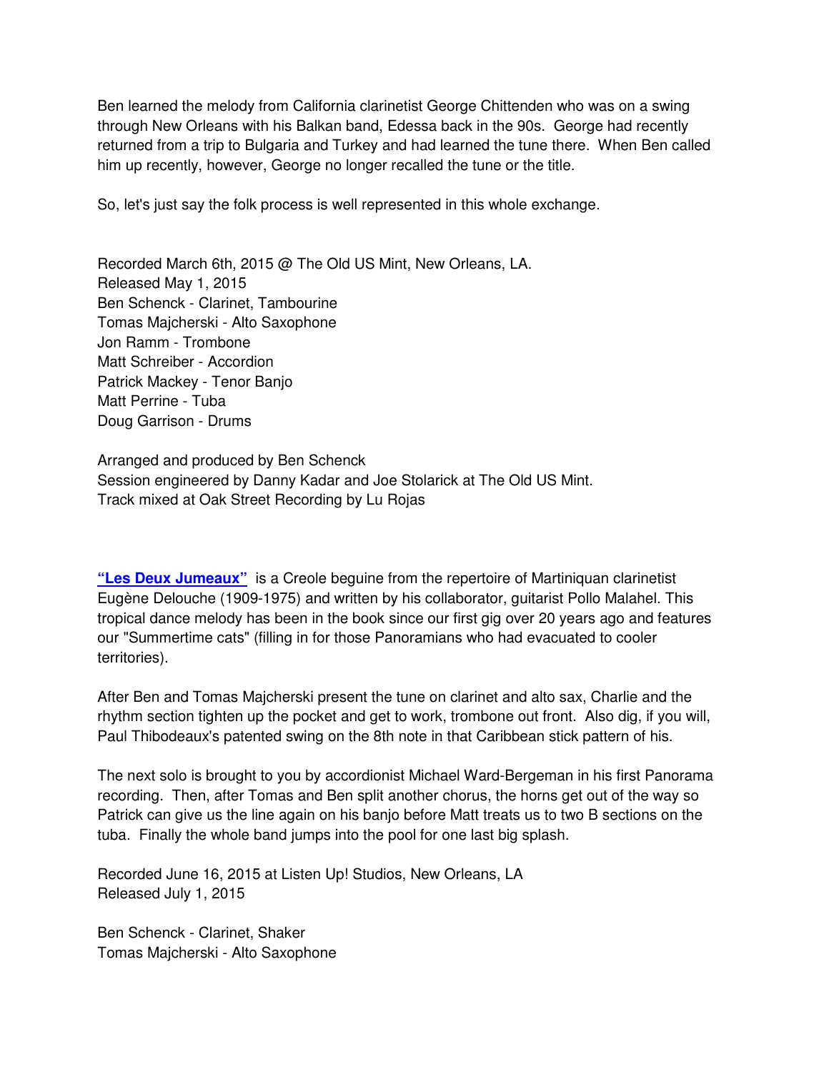Ben learned the melody from California clarinetist George Chittenden who was on a swing through New Orleans with his Balkan band, Edessa back in the 90s. George had recently returned from a trip to Bulgaria and Turkey and had learned the tune there. When Ben called him up recently, however, George no longer recalled the tune or the title.

So, let's just say the folk process is well represented in this whole exchange.

Recorded March 6th, 2015 @ The Old US Mint, New Orleans, LA.
Released May 1, 2015
Ben Schenck - Clarinet, Tambourine
Tomas Majcherski - Alto Saxophone
Jon Ramm - Trombone
Matt Schreiber - Accordion
Patrick Mackey - Tenor Banjo
Matt Perrine - Tuba
Doug Garrison - Drums

Arranged and produced by Ben Schenck
Session engineered by Danny Kadar and Joe Stolarick at The Old US Mint.
Track mixed at Oak Street Recording by Lu Rojas

**"Les Deux Jumeaux"** is a Creole beguine from the repertoire of Martiniquan clarinetist Eugène Delouche (1909-1975) and written by his collaborator, guitarist Pollo Malahel. This tropical dance melody has been in the book since our first gig over 20 years ago and features our "Summertime cats" (filling in for those Panoramians who had evacuated to cooler territories).

After Ben and Tomas Majcherski present the tune on clarinet and alto sax, Charlie and the rhythm section tighten up the pocket and get to work, trombone out front. Also dig, if you will, Paul Thibodeaux's patented swing on the 8th note in that Caribbean stick pattern of his.

The next solo is brought to you by accordionist Michael Ward-Bergeman in his first Panorama recording. Then, after Tomas and Ben split another chorus, the horns get out of the way so Patrick can give us the line again on his banjo before Matt treats us to two B sections on the tuba. Finally the whole band jumps into the pool for one last big splash.

Recorded June 16, 2015 at Listen Up! Studios, New Orleans, LA
Released July 1, 2015

Ben Schenck - Clarinet, Shaker
Tomas Majcherski - Alto Saxophone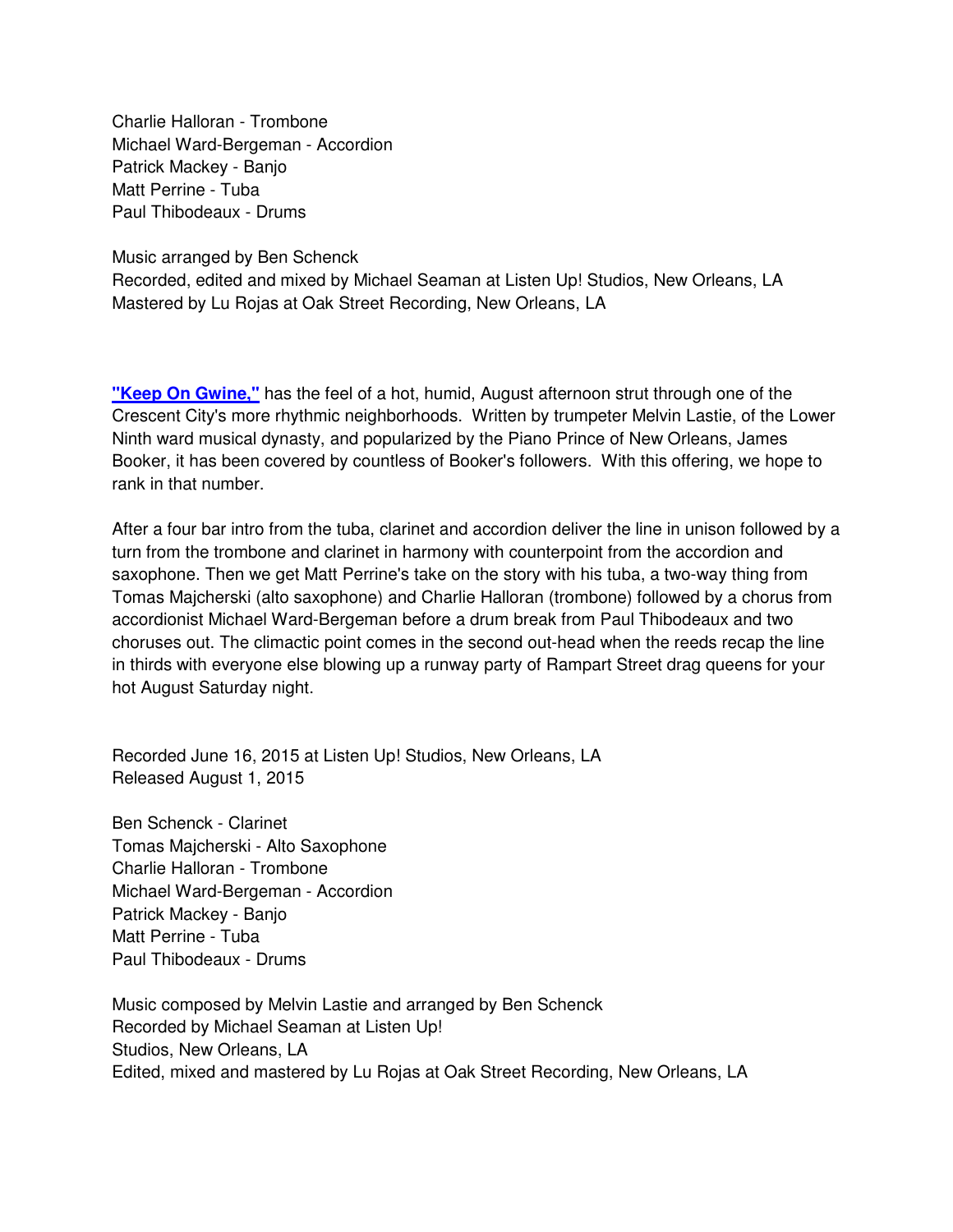Charlie Halloran - Trombone
Michael Ward-Bergeman - Accordion
Patrick Mackey - Banjo
Matt Perrine - Tuba
Paul Thibodeaux - Drums

Music arranged by Ben Schenck
Recorded, edited and mixed by Michael Seaman at Listen Up! Studios, New Orleans, LA
Mastered by Lu Rojas at Oak Street Recording, New Orleans, LA

**"Keep On Gwine,"** has the feel of a hot, humid, August afternoon strut through one of the Crescent City's more rhythmic neighborhoods. Written by trumpeter Melvin Lastie, of the Lower Ninth ward musical dynasty, and popularized by the Piano Prince of New Orleans, James Booker, it has been covered by countless of Booker's followers. With this offering, we hope to rank in that number.

After a four bar intro from the tuba, clarinet and accordion deliver the line in unison followed by a turn from the trombone and clarinet in harmony with counterpoint from the accordion and saxophone. Then we get Matt Perrine's take on the story with his tuba, a two-way thing from Tomas Majcherski (alto saxophone) and Charlie Halloran (trombone) followed by a chorus from accordionist Michael Ward-Bergeman before a drum break from Paul Thibodeaux and two choruses out. The climactic point comes in the second out-head when the reeds recap the line in thirds with everyone else blowing up a runway party of Rampart Street drag queens for your hot August Saturday night.

Recorded June 16, 2015 at Listen Up! Studios, New Orleans, LA
Released August 1, 2015

Ben Schenck - Clarinet
Tomas Majcherski - Alto Saxophone
Charlie Halloran - Trombone
Michael Ward-Bergeman - Accordion
Patrick Mackey - Banjo
Matt Perrine - Tuba
Paul Thibodeaux - Drums

Music composed by Melvin Lastie and arranged by Ben Schenck
Recorded by Michael Seaman at Listen Up!
Studios, New Orleans, LA
Edited, mixed and mastered by Lu Rojas at Oak Street Recording, New Orleans, LA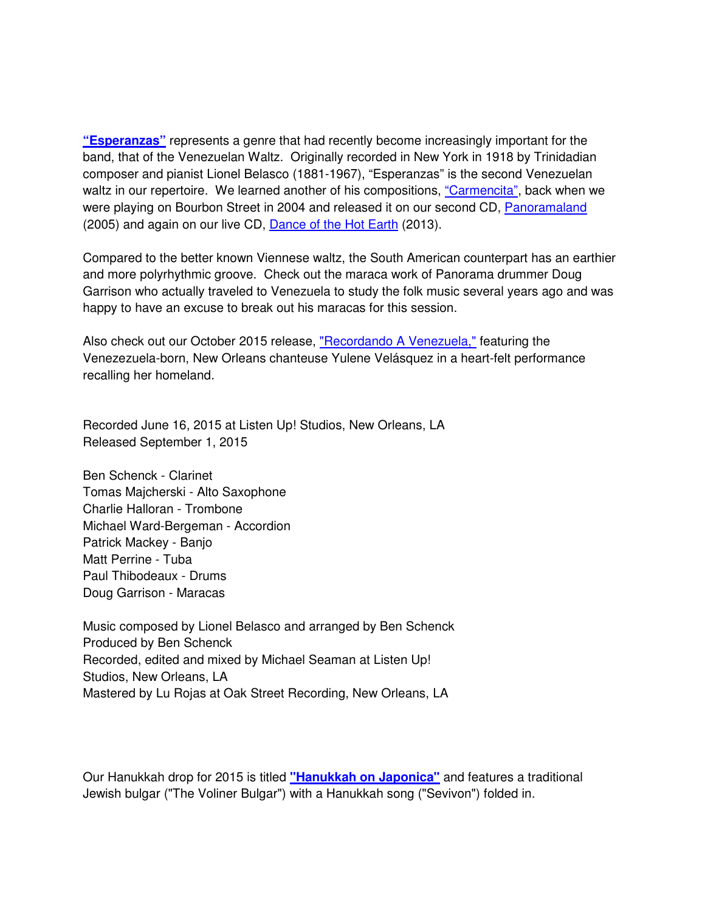**"Esperanzas"** represents a genre that had recently become increasingly important for the band, that of the Venezuelan Waltz. Originally recorded in New York in 1918 by Trinidadian composer and pianist Lionel Belasco (1881-1967), "Esperanzas" is the second Venezuelan waltz in our repertoire. We learned another of his compositions, "Carmencita", back when we were playing on Bourbon Street in 2004 and released it on our second CD, Panoramaland (2005) and again on our live CD, Dance of the Hot Earth (2013).

Compared to the better known Viennese waltz, the South American counterpart has an earthier and more polyrhythmic groove. Check out the maraca work of Panorama drummer Doug Garrison who actually traveled to Venezuela to study the folk music several years ago and was happy to have an excuse to break out his maracas for this session.

Also check out our October 2015 release, "Recordando A Venezuela," featuring the Venezezuela-born, New Orleans chanteuse Yulene Velásquez in a heart-felt performance recalling her homeland.

Recorded June 16, 2015 at Listen Up! Studios, New Orleans, LA
Released September 1, 2015

Ben Schenck - Clarinet
Tomas Majcherski - Alto Saxophone
Charlie Halloran - Trombone
Michael Ward-Bergeman - Accordion
Patrick Mackey - Banjo
Matt Perrine - Tuba
Paul Thibodeaux - Drums
Doug Garrison - Maracas

Music composed by Lionel Belasco and arranged by Ben Schenck
Produced by Ben Schenck
Recorded, edited and mixed by Michael Seaman at Listen Up!
Studios, New Orleans, LA
Mastered by Lu Rojas at Oak Street Recording, New Orleans, LA

Our Hanukkah drop for 2015 is titled **"Hanukkah on Japonica"** and features a traditional Jewish bulgar ("The Voliner Bulgar") with a Hanukkah song ("Sevivon") folded in.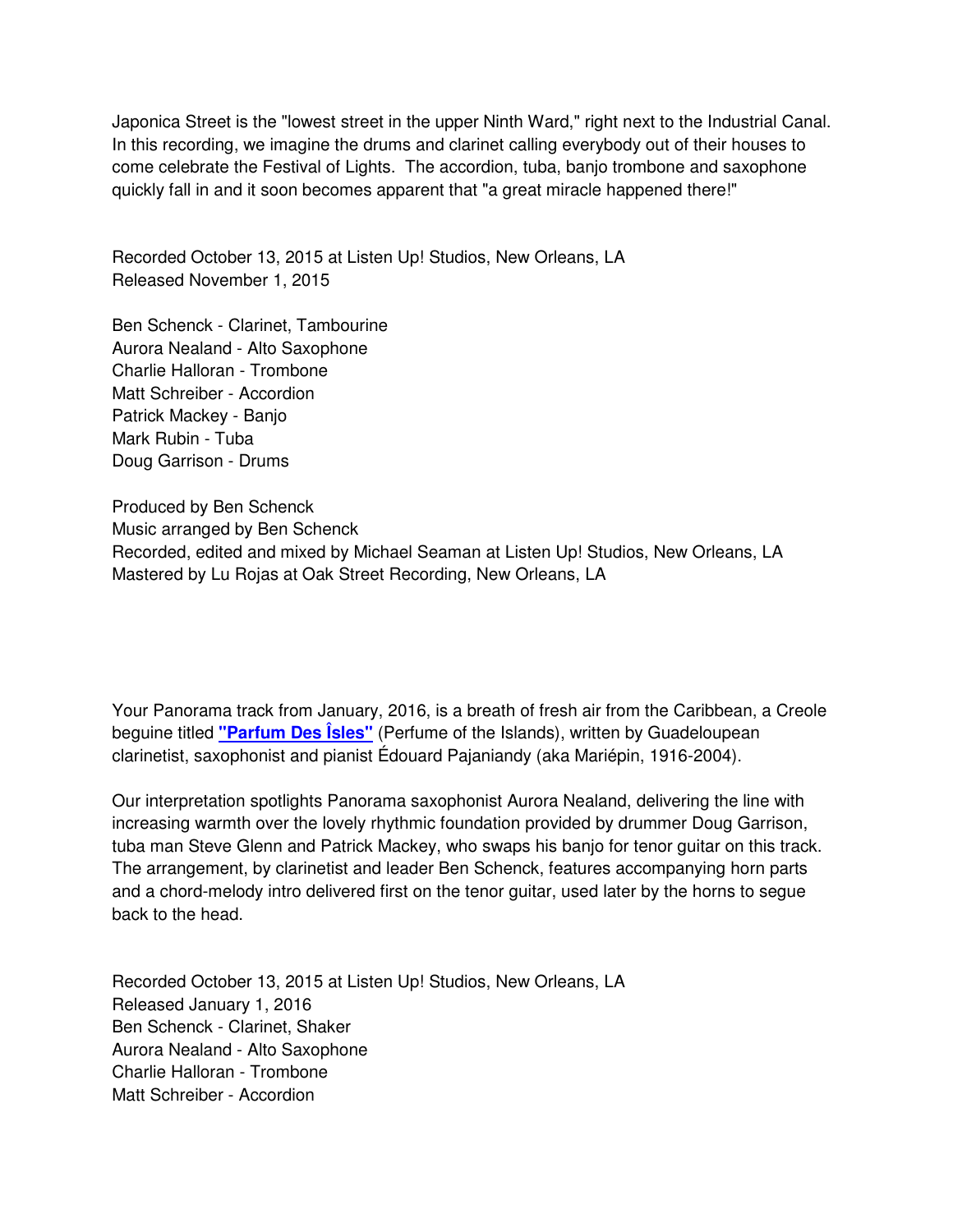Japonica Street is the "lowest street in the upper Ninth Ward," right next to the Industrial Canal. In this recording, we imagine the drums and clarinet calling everybody out of their houses to come celebrate the Festival of Lights. The accordion, tuba, banjo trombone and saxophone quickly fall in and it soon becomes apparent that "a great miracle happened there!"

Recorded October 13, 2015 at Listen Up! Studios, New Orleans, LA
Released November 1, 2015

Ben Schenck - Clarinet, Tambourine
Aurora Nealand - Alto Saxophone
Charlie Halloran - Trombone
Matt Schreiber - Accordion
Patrick Mackey - Banjo
Mark Rubin - Tuba
Doug Garrison - Drums

Produced by Ben Schenck
Music arranged by Ben Schenck
Recorded, edited and mixed by Michael Seaman at Listen Up! Studios, New Orleans, LA
Mastered by Lu Rojas at Oak Street Recording, New Orleans, LA

Your Panorama track from January, 2016, is a breath of fresh air from the Caribbean, a Creole beguine titled **"Parfum Des Îsles"** (Perfume of the Islands), written by Guadeloupean clarinetist, saxophonist and pianist Édouard Pajaniandy (aka Mariépin, 1916-2004).

Our interpretation spotlights Panorama saxophonist Aurora Nealand, delivering the line with increasing warmth over the lovely rhythmic foundation provided by drummer Doug Garrison, tuba man Steve Glenn and Patrick Mackey, who swaps his banjo for tenor guitar on this track. The arrangement, by clarinetist and leader Ben Schenck, features accompanying horn parts and a chord-melody intro delivered first on the tenor guitar, used later by the horns to segue back to the head.

Recorded October 13, 2015 at Listen Up! Studios, New Orleans, LA
Released January 1, 2016
Ben Schenck - Clarinet, Shaker
Aurora Nealand - Alto Saxophone
Charlie Halloran - Trombone
Matt Schreiber - Accordion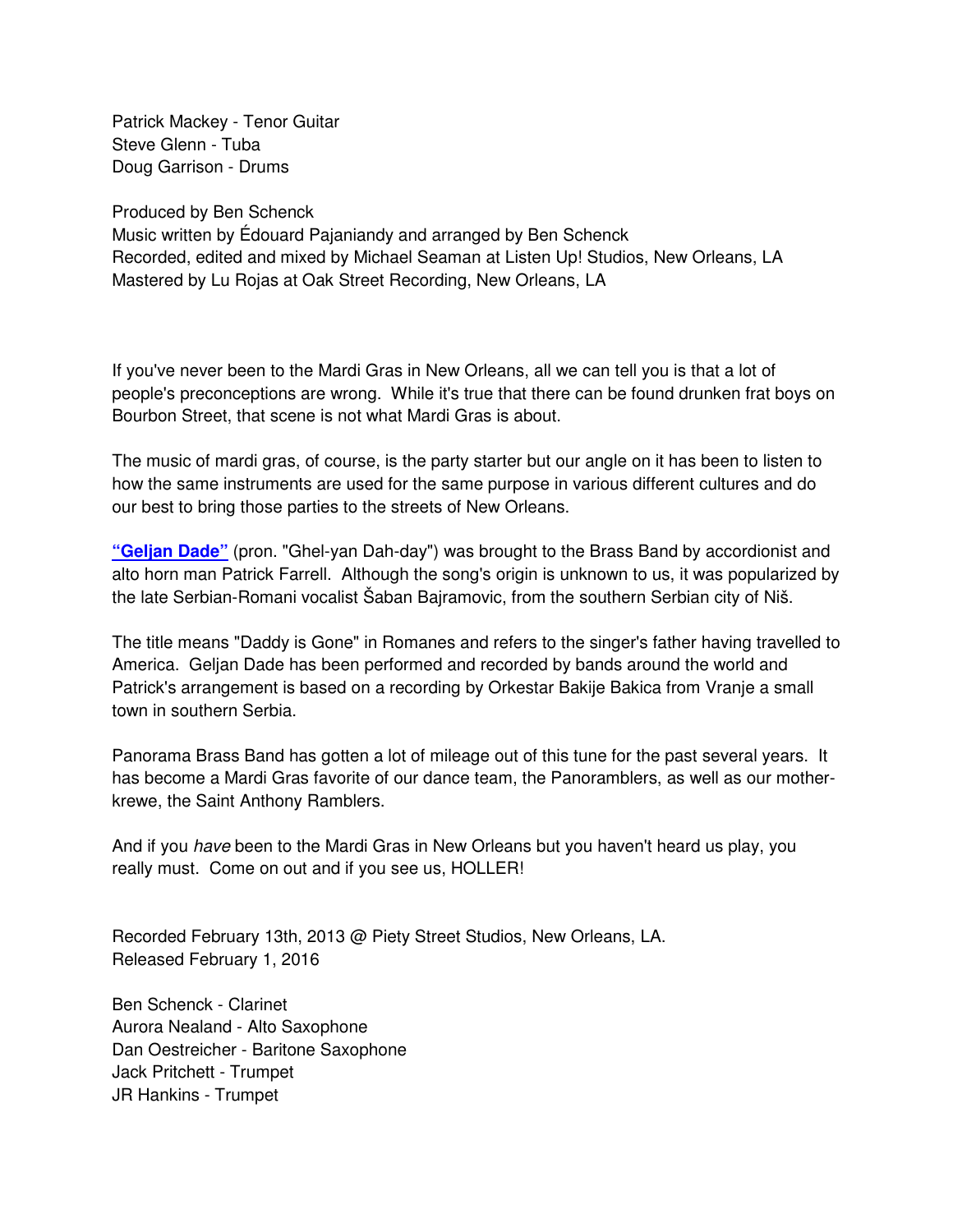Patrick Mackey - Tenor Guitar
Steve Glenn - Tuba
Doug Garrison - Drums

Produced by Ben Schenck
Music written by Édouard Pajaniandy and arranged by Ben Schenck
Recorded, edited and mixed by Michael Seaman at Listen Up! Studios, New Orleans, LA
Mastered by Lu Rojas at Oak Street Recording, New Orleans, LA

If you've never been to the Mardi Gras in New Orleans, all we can tell you is that a lot of people's preconceptions are wrong. While it's true that there can be found drunken frat boys on Bourbon Street, that scene is not what Mardi Gras is about.

The music of mardi gras, of course, is the party starter but our angle on it has been to listen to how the same instruments are used for the same purpose in various different cultures and do our best to bring those parties to the streets of New Orleans.

**"Geljan Dade"** (pron. "Ghel-yan Dah-day") was brought to the Brass Band by accordionist and alto horn man Patrick Farrell. Although the song's origin is unknown to us, it was popularized by the late Serbian-Romani vocalist Šaban Bajramovic, from the southern Serbian city of Niš.

The title means "Daddy is Gone" in Romanes and refers to the singer's father having travelled to America. Geljan Dade has been performed and recorded by bands around the world and Patrick's arrangement is based on a recording by Orkestar Bakije Bakica from Vranje a small town in southern Serbia.

Panorama Brass Band has gotten a lot of mileage out of this tune for the past several years. It has become a Mardi Gras favorite of our dance team, the Panoramblers, as well as our mother-krewe, the Saint Anthony Ramblers.

And if you *have* been to the Mardi Gras in New Orleans but you haven't heard us play, you really must. Come on out and if you see us, HOLLER!

Recorded February 13th, 2013 @ Piety Street Studios, New Orleans, LA.
Released February 1, 2016

Ben Schenck - Clarinet
Aurora Nealand - Alto Saxophone
Dan Oestreicher - Baritone Saxophone
Jack Pritchett - Trumpet
JR Hankins - Trumpet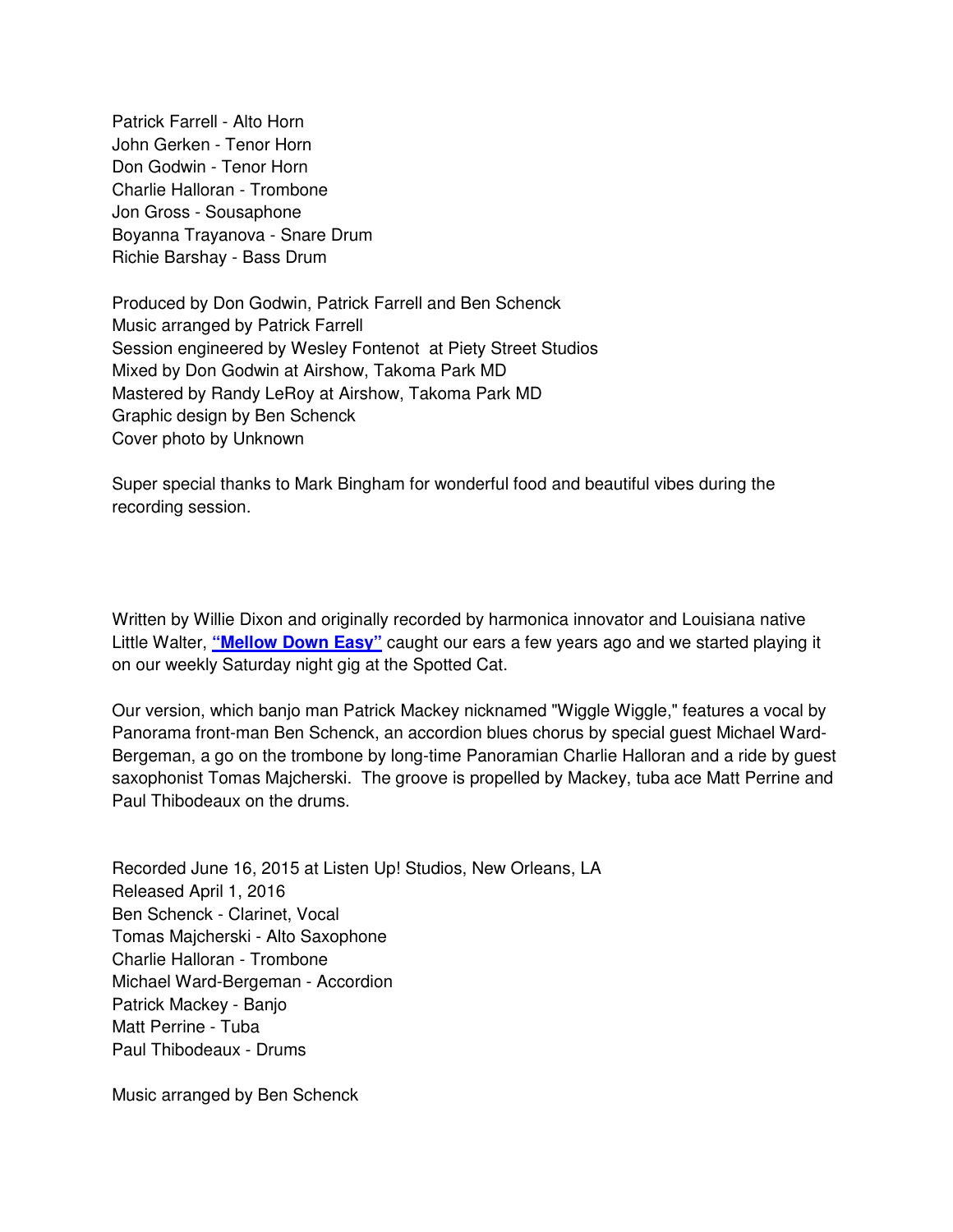Patrick Farrell - Alto Horn
John Gerken - Tenor Horn
Don Godwin - Tenor Horn
Charlie Halloran - Trombone
Jon Gross - Sousaphone
Boyanna Trayanova - Snare Drum
Richie Barshay - Bass Drum

Produced by Don Godwin, Patrick Farrell and Ben Schenck
Music arranged by Patrick Farrell
Session engineered by Wesley Fontenot at Piety Street Studios
Mixed by Don Godwin at Airshow, Takoma Park MD
Mastered by Randy LeRoy at Airshow, Takoma Park MD
Graphic design by Ben Schenck
Cover photo by Unknown

Super special thanks to Mark Bingham for wonderful food and beautiful vibes during the recording session.

Written by Willie Dixon and originally recorded by harmonica innovator and Louisiana native Little Walter, **"Mellow Down Easy"** caught our ears a few years ago and we started playing it on our weekly Saturday night gig at the Spotted Cat.

Our version, which banjo man Patrick Mackey nicknamed "Wiggle Wiggle," features a vocal by Panorama front-man Ben Schenck, an accordion blues chorus by special guest Michael Ward-Bergeman, a go on the trombone by long-time Panoramian Charlie Halloran and a ride by guest saxophonist Tomas Majcherski. The groove is propelled by Mackey, tuba ace Matt Perrine and Paul Thibodeaux on the drums.

Recorded June 16, 2015 at Listen Up! Studios, New Orleans, LA
Released April 1, 2016
Ben Schenck - Clarinet, Vocal
Tomas Majcherski - Alto Saxophone
Charlie Halloran - Trombone
Michael Ward-Bergeman - Accordion
Patrick Mackey - Banjo
Matt Perrine - Tuba
Paul Thibodeaux - Drums

Music arranged by Ben Schenck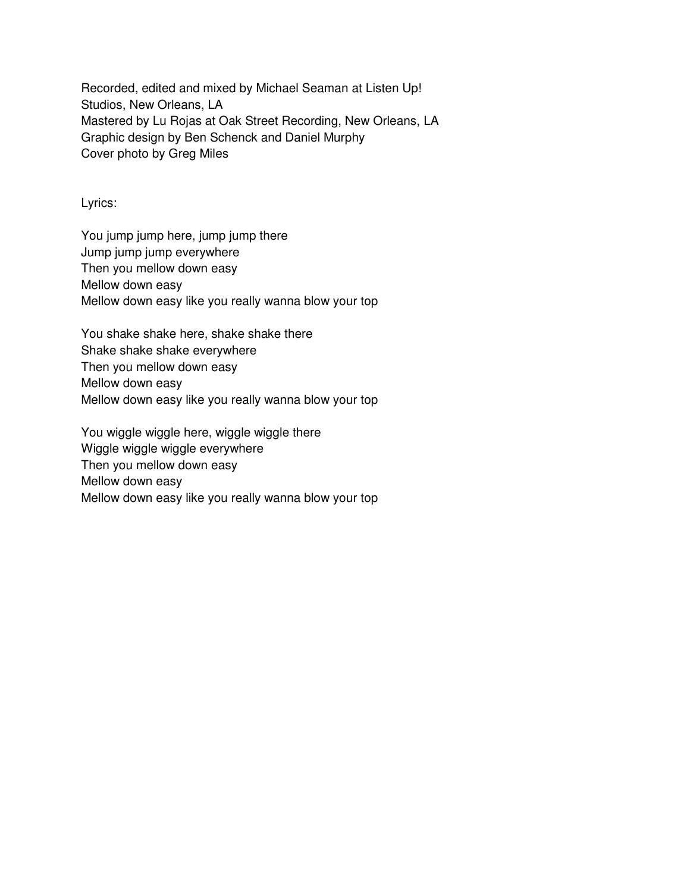Recorded, edited and mixed by Michael Seaman at Listen Up! Studios, New Orleans, LA
Mastered by Lu Rojas at Oak Street Recording, New Orleans, LA
Graphic design by Ben Schenck and Daniel Murphy
Cover photo by Greg Miles

Lyrics:

You jump jump here, jump jump there
Jump jump jump everywhere
Then you mellow down easy
Mellow down easy
Mellow down easy like you really wanna blow your top

You shake shake here, shake shake there
Shake shake shake everywhere
Then you mellow down easy
Mellow down easy
Mellow down easy like you really wanna blow your top

You wiggle wiggle here, wiggle wiggle there
Wiggle wiggle wiggle everywhere
Then you mellow down easy
Mellow down easy
Mellow down easy like you really wanna blow your top